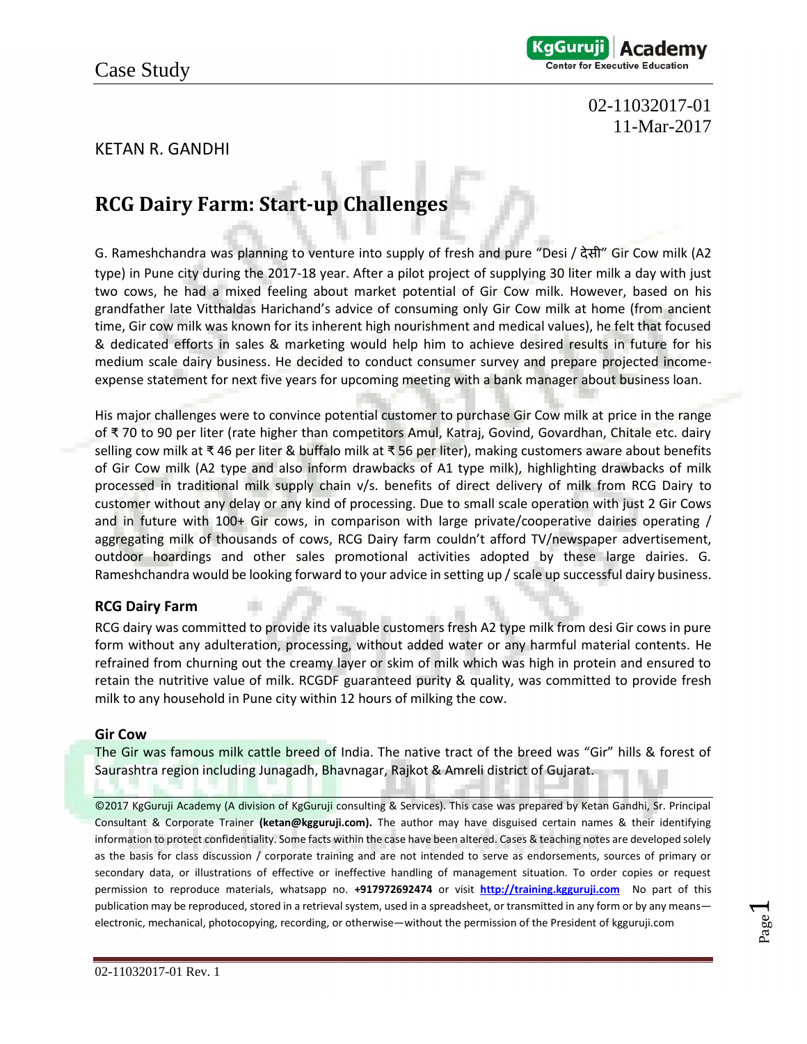Case Study

02-11032017-01
11-Mar-2017

KETAN R. GANDHI

# RCG Dairy Farm: Start-up Challenges

G. Rameshchandra was planning to venture into supply of fresh and pure "Desi / देसी" Gir Cow milk (A2 type) in Pune city during the 2017-18 year. After a pilot project of supplying 30 liter milk a day with just two cows, he had a mixed feeling about market potential of Gir Cow milk. However, based on his grandfather late Vitthaldas Harichand's advice of consuming only Gir Cow milk at home (from ancient time, Gir cow milk was known for its inherent high nourishment and medical values), he felt that focused & dedicated efforts in sales & marketing would help him to achieve desired results in future for his medium scale dairy business. He decided to conduct consumer survey and prepare projected income-expense statement for next five years for upcoming meeting with a bank manager about business loan.

His major challenges were to convince potential customer to purchase Gir Cow milk at price in the range of ₹ 70 to 90 per liter (rate higher than competitors Amul, Katraj, Govind, Govardhan, Chitale etc. dairy selling cow milk at ₹ 46 per liter & buffalo milk at ₹ 56 per liter), making customers aware about benefits of Gir Cow milk (A2 type and also inform drawbacks of A1 type milk), highlighting drawbacks of milk processed in traditional milk supply chain v/s. benefits of direct delivery of milk from RCG Dairy to customer without any delay or any kind of processing. Due to small scale operation with just 2 Gir Cows and in future with 100+ Gir cows, in comparison with large private/cooperative dairies operating / aggregating milk of thousands of cows, RCG Dairy farm couldn't afford TV/newspaper advertisement, outdoor hoardings and other sales promotional activities adopted by these large dairies. G. Rameshchandra would be looking forward to your advice in setting up / scale up successful dairy business.

### RCG Dairy Farm

RCG dairy was committed to provide its valuable customers fresh A2 type milk from desi Gir cows in pure form without any adulteration, processing, without added water or any harmful material contents. He refrained from churning out the creamy layer or skim of milk which was high in protein and ensured to retain the nutritive value of milk. RCGDF guaranteed purity & quality, was committed to provide fresh milk to any household in Pune city within 12 hours of milking the cow.

### Gir Cow

The Gir was famous milk cattle breed of India. The native tract of the breed was "Gir" hills & forest of Saurashtra region including Junagadh, Bhavnagar, Rajkot & Amreli district of Gujarat.

---

©2017 KgGuruji Academy (A division of KgGuruji consulting & Services). This case was prepared by Ketan Gandhi, Sr. Principal Consultant & Corporate Trainer **(ketan@kgguruji.com).** The author may have disguised certain names & their identifying information to protect confidentiality. Some facts within the case have been altered. Cases & teaching notes are developed solely as the basis for class discussion / corporate training and are not intended to serve as endorsements, sources of primary or secondary data, or illustrations of effective or ineffective handling of management situation. To order copies or request permission to reproduce materials, whatsapp no. **+917972692474** or visit **http://training.kgguruji.com** No part of this publication may be reproduced, stored in a retrieval system, used in a spreadsheet, or transmitted in any form or by any means—electronic, mechanical, photocopying, recording, or otherwise—without the permission of the President of kgguruji.com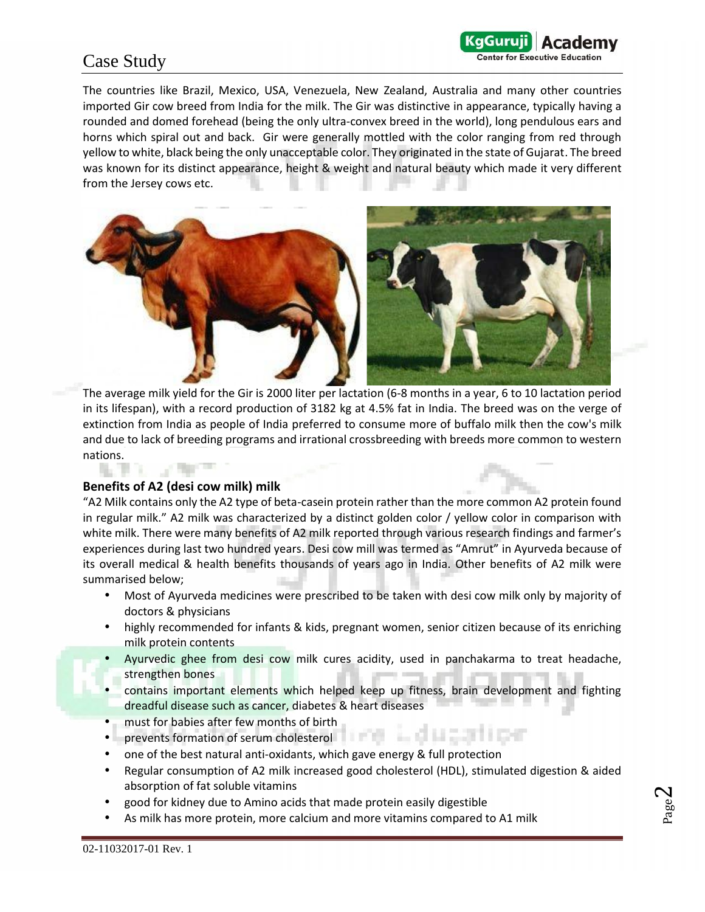The countries like Brazil, Mexico, USA, Venezuela, New Zealand, Australia and many other countries imported Gir cow breed from India for the milk. The Gir was distinctive in appearance, typically having a rounded and domed forehead (being the only ultra-convex breed in the world), long pendulous ears and horns which spiral out and back. Gir were generally mottled with the color ranging from red through yellow to white, black being the only unacceptable color. They originated in the state of Gujarat. The breed was known for its distinct appearance, height & weight and natural beauty which made it very different from the Jersey cows etc.

The average milk yield for the Gir is 2000 liter per lactation (6-8 months in a year, 6 to 10 lactation period in its lifespan), with a record production of 3182 kg at 4.5% fat in India. The breed was on the verge of extinction from India as people of India preferred to consume more of buffalo milk then the cow's milk and due to lack of breeding programs and irrational crossbreeding with breeds more common to western nations.

**Benefits of A2 (desi cow milk) milk**

"A2 Milk contains only the A2 type of beta-casein protein rather than the more common A2 protein found in regular milk." A2 milk was characterized by a distinct golden color / yellow color in comparison with white milk. There were many benefits of A2 milk reported through various research findings and farmer's experiences during last two hundred years. Desi cow mill was termed as "Amrut" in Ayurveda because of its overall medical & health benefits thousands of years ago in India. Other benefits of A2 milk were summarised below;

- Most of Ayurveda medicines were prescribed to be taken with desi cow milk only by majority of doctors & physicians
- highly recommended for infants & kids, pregnant women, senior citizen because of its enriching milk protein contents
- Ayurvedic ghee from desi cow milk cures acidity, used in panchakarma to treat headache, strengthen bones
- contains important elements which helped keep up fitness, brain development and fighting dreadful disease such as cancer, diabetes & heart diseases
- must for babies after few months of birth
- prevents formation of serum cholesterol
- one of the best natural anti-oxidants, which gave energy & full protection
- Regular consumption of A2 milk increased good cholesterol (HDL), stimulated digestion & aided absorption of fat soluble vitamins
- good for kidney due to Amino acids that made protein easily digestible
- As milk has more protein, more calcium and more vitamins compared to A1 milk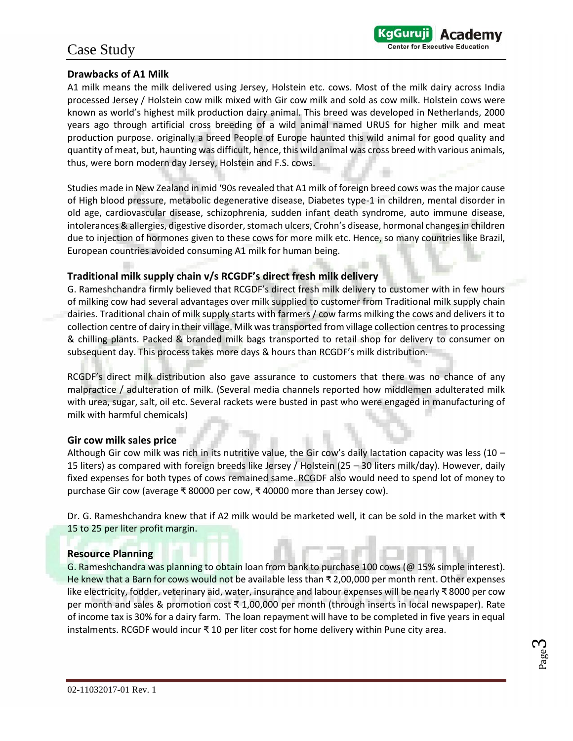### Drawbacks of A1 Milk

A1 milk means the milk delivered using Jersey, Holstein etc. cows. Most of the milk dairy across India processed Jersey / Holstein cow milk mixed with Gir cow milk and sold as cow milk. Holstein cows were known as world's highest milk production dairy animal. This breed was developed in Netherlands, 2000 years ago through artificial cross breeding of a wild animal named URUS for higher milk and meat production purpose. originally a breed People of Europe haunted this wild animal for good quality and quantity of meat, but, haunting was difficult, hence, this wild animal was cross breed with various animals, thus, were born modern day Jersey, Holstein and F.S. cows.

Studies made in New Zealand in mid '90s revealed that A1 milk of foreign breed cows was the major cause of High blood pressure, metabolic degenerative disease, Diabetes type-1 in children, mental disorder in old age, cardiovascular disease, schizophrenia, sudden infant death syndrome, auto immune disease, intolerances & allergies, digestive disorder, stomach ulcers, Crohn's disease, hormonal changes in children due to injection of hormones given to these cows for more milk etc. Hence, so many countries like Brazil, European countries avoided consuming A1 milk for human being.

### Traditional milk supply chain v/s RCGDF's direct fresh milk delivery

G. Rameshchandra firmly believed that RCGDF's direct fresh milk delivery to customer with in few hours of milking cow had several advantages over milk supplied to customer from Traditional milk supply chain dairies. Traditional chain of milk supply starts with farmers / cow farms milking the cows and delivers it to collection centre of dairy in their village. Milk was transported from village collection centres to processing & chilling plants. Packed & branded milk bags transported to retail shop for delivery to consumer on subsequent day. This process takes more days & hours than RCGDF's milk distribution.

RCGDF's direct milk distribution also gave assurance to customers that there was no chance of any malpractice / adulteration of milk. (Several media channels reported how middlemen adulterated milk with urea, sugar, salt, oil etc. Several rackets were busted in past who were engaged in manufacturing of milk with harmful chemicals)

### Gir cow milk sales price

Although Gir cow milk was rich in its nutritive value, the Gir cow's daily lactation capacity was less (10 – 15 liters) as compared with foreign breeds like Jersey / Holstein (25 – 30 liters milk/day). However, daily fixed expenses for both types of cows remained same. RCGDF also would need to spend lot of money to purchase Gir cow (average ₹ 80000 per cow, ₹ 40000 more than Jersey cow).

Dr. G. Rameshchandra knew that if A2 milk would be marketed well, it can be sold in the market with ₹ 15 to 25 per liter profit margin.

### Resource Planning

G. Rameshchandra was planning to obtain loan from bank to purchase 100 cows (@ 15% simple interest). He knew that a Barn for cows would not be available less than ₹ 2,00,000 per month rent. Other expenses like electricity, fodder, veterinary aid, water, insurance and labour expenses will be nearly ₹ 8000 per cow per month and sales & promotion cost ₹ 1,00,000 per month (through inserts in local newspaper). Rate of income tax is 30% for a dairy farm. The loan repayment will have to be completed in five years in equal instalments. RCGDF would incur ₹ 10 per liter cost for home delivery within Pune city area.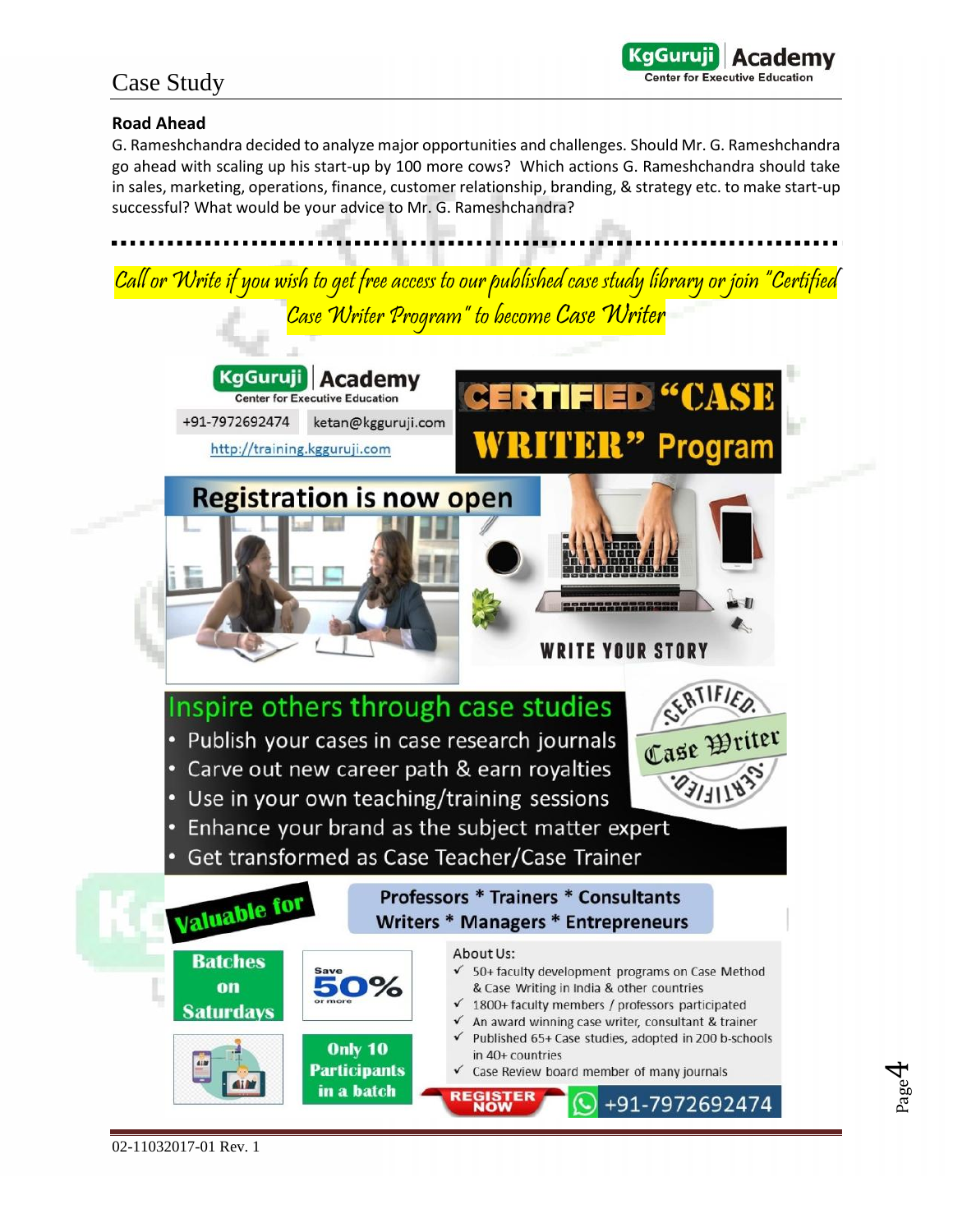## Road Ahead

G. Rameshchandra decided to analyze major opportunities and challenges. Should Mr. G. Rameshchandra go ahead with scaling up his start-up by 100 more cows? Which actions G. Rameshchandra should take in sales, marketing, operations, finance, customer relationship, branding, & strategy etc. to make start-up successful? What would be your advice to Mr. G. Rameshchandra?

*Call or Write if you wish to get free access to our published case study library or join "Certified Case Writer Program" to become Case Writer*

KgGuruji Academy
Center for Executive Education

+91-7972692474 ketan@kgguruji.com

http://training.kgguruji.com

CERTIFIED "CASE WRITER" Program

Registration is now open

WRITE YOUR STORY

Inspire others through case studies

- Publish your cases in case research journals
- Carve out new career path & earn royalties
- Use in your own teaching/training sessions
- Enhance your brand as the subject matter expert
- Get transformed as Case Teacher/Case Trainer

CERTIFIED Case Writer CERTIFIED

Valuable for

Professors * Trainers * Consultants
Writers * Managers * Entrepreneurs

Batches on Saturdays

Save 50% or more

Only 10 Participants in a batch

About Us:

- ✓ 50+ faculty development programs on Case Method & Case Writing in India & other countries
- ✓ 1800+ faculty members / professors participated
- ✓ An award winning case writer, consultant & trainer
- ✓ Published 65+ Case studies, adopted in 200 b-schools in 40+ countries
- ✓ Case Review board member of many journals

REGISTER NOW

+91-7972692474

02-11032017-01 Rev. 1